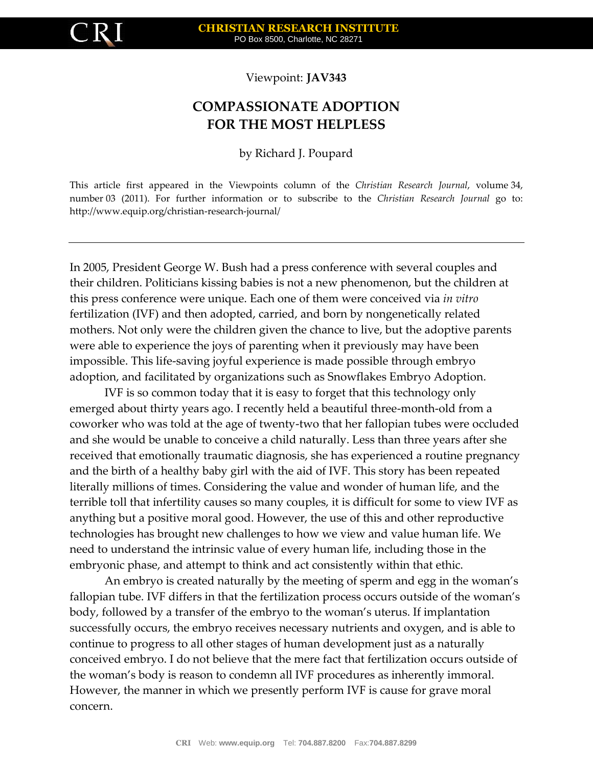Viewpoint: **JAV343**

# COMPASSIONATE ADOPTION FOR THE MOST HELPLESS

by Richard J. Poupard

This article first appeared in the Viewpoints column of the *Christian Research Journal*, volume 34, number 03 (2011). For further information or to subscribe to the *Christian Research Journal* go to: http://www.equip.org/christian-research-journal/

---

In 2005, President George W. Bush had a press conference with several couples and their children. Politicians kissing babies is not a new phenomenon, but the children at this press conference were unique. Each one of them were conceived via *in vitro* fertilization (IVF) and then adopted, carried, and born by nongenetically related mothers. Not only were the children given the chance to live, but the adoptive parents were able to experience the joys of parenting when it previously may have been impossible. This life-saving joyful experience is made possible through embryo adoption, and facilitated by organizations such as Snowflakes Embryo Adoption.

IVF is so common today that it is easy to forget that this technology only emerged about thirty years ago. I recently held a beautiful three-month-old from a coworker who was told at the age of twenty-two that her fallopian tubes were occluded and she would be unable to conceive a child naturally. Less than three years after she received that emotionally traumatic diagnosis, she has experienced a routine pregnancy and the birth of a healthy baby girl with the aid of IVF. This story has been repeated literally millions of times. Considering the value and wonder of human life, and the terrible toll that infertility causes so many couples, it is difficult for some to view IVF as anything but a positive moral good. However, the use of this and other reproductive technologies has brought new challenges to how we view and value human life. We need to understand the intrinsic value of every human life, including those in the embryonic phase, and attempt to think and act consistently within that ethic.

An embryo is created naturally by the meeting of sperm and egg in the woman's fallopian tube. IVF differs in that the fertilization process occurs outside of the woman's body, followed by a transfer of the embryo to the woman's uterus. If implantation successfully occurs, the embryo receives necessary nutrients and oxygen, and is able to continue to progress to all other stages of human development just as a naturally conceived embryo. I do not believe that the mere fact that fertilization occurs outside of the woman's body is reason to condemn all IVF procedures as inherently immoral. However, the manner in which we presently perform IVF is cause for grave moral concern.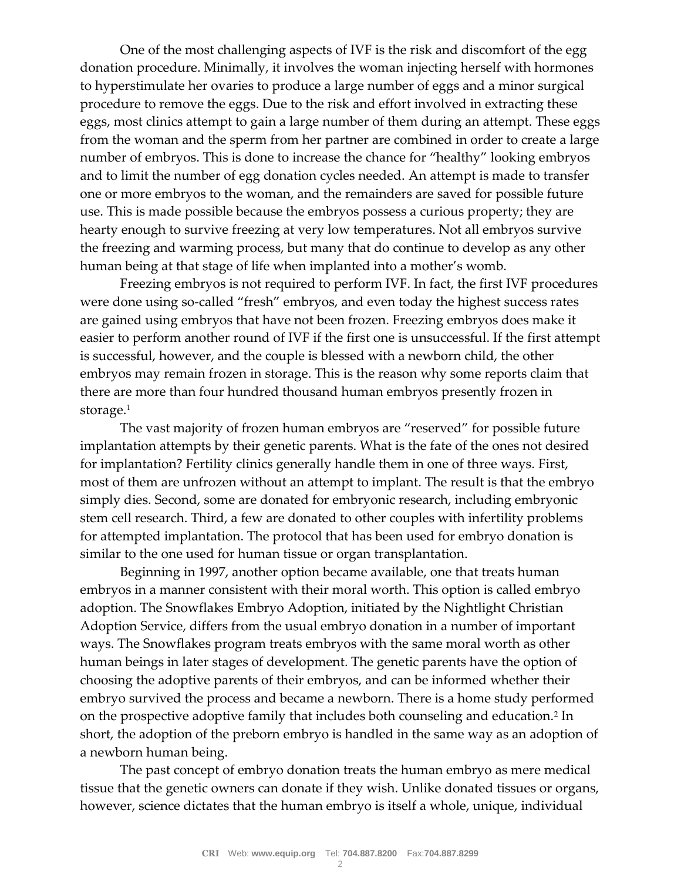One of the most challenging aspects of IVF is the risk and discomfort of the egg donation procedure. Minimally, it involves the woman injecting herself with hormones to hyperstimulate her ovaries to produce a large number of eggs and a minor surgical procedure to remove the eggs. Due to the risk and effort involved in extracting these eggs, most clinics attempt to gain a large number of them during an attempt. These eggs from the woman and the sperm from her partner are combined in order to create a large number of embryos. This is done to increase the chance for "healthy" looking embryos and to limit the number of egg donation cycles needed. An attempt is made to transfer one or more embryos to the woman, and the remainders are saved for possible future use. This is made possible because the embryos possess a curious property; they are hearty enough to survive freezing at very low temperatures. Not all embryos survive the freezing and warming process, but many that do continue to develop as any other human being at that stage of life when implanted into a mother's womb.

Freezing embryos is not required to perform IVF. In fact, the first IVF procedures were done using so-called "fresh" embryos, and even today the highest success rates are gained using embryos that have not been frozen. Freezing embryos does make it easier to perform another round of IVF if the first one is unsuccessful. If the first attempt is successful, however, and the couple is blessed with a newborn child, the other embryos may remain frozen in storage. This is the reason why some reports claim that there are more than four hundred thousand human embryos presently frozen in storage.[1]

The vast majority of frozen human embryos are "reserved" for possible future implantation attempts by their genetic parents. What is the fate of the ones not desired for implantation? Fertility clinics generally handle them in one of three ways. First, most of them are unfrozen without an attempt to implant. The result is that the embryo simply dies. Second, some are donated for embryonic research, including embryonic stem cell research. Third, a few are donated to other couples with infertility problems for attempted implantation. The protocol that has been used for embryo donation is similar to the one used for human tissue or organ transplantation.

Beginning in 1997, another option became available, one that treats human embryos in a manner consistent with their moral worth. This option is called embryo adoption. The Snowflakes Embryo Adoption, initiated by the Nightlight Christian Adoption Service, differs from the usual embryo donation in a number of important ways. The Snowflakes program treats embryos with the same moral worth as other human beings in later stages of development. The genetic parents have the option of choosing the adoptive parents of their embryos, and can be informed whether their embryo survived the process and became a newborn. There is a home study performed on the prospective adoptive family that includes both counseling and education.[2] In short, the adoption of the preborn embryo is handled in the same way as an adoption of a newborn human being.

The past concept of embryo donation treats the human embryo as mere medical tissue that the genetic owners can donate if they wish. Unlike donated tissues or organs, however, science dictates that the human embryo is itself a whole, unique, individual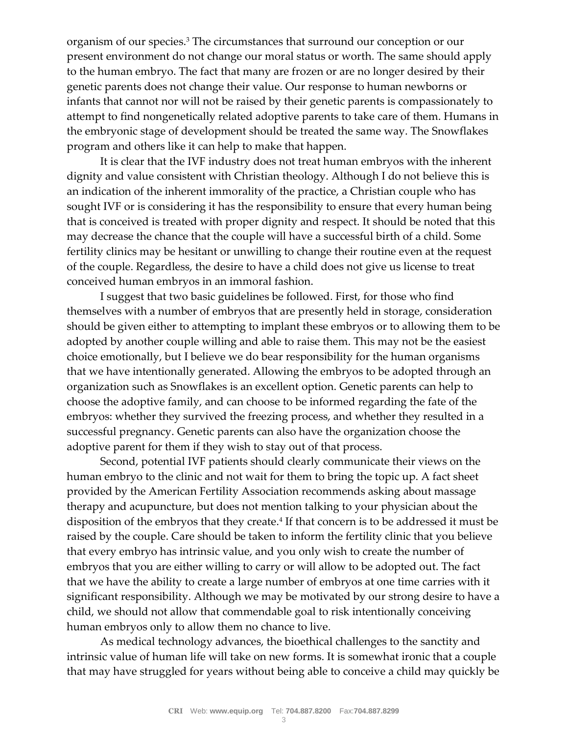organism of our species.[3] The circumstances that surround our conception or our present environment do not change our moral status or worth. The same should apply to the human embryo. The fact that many are frozen or are no longer desired by their genetic parents does not change their value. Our response to human newborns or infants that cannot nor will not be raised by their genetic parents is compassionately to attempt to find nongenetically related adoptive parents to take care of them. Humans in the embryonic stage of development should be treated the same way. The Snowflakes program and others like it can help to make that happen.

It is clear that the IVF industry does not treat human embryos with the inherent dignity and value consistent with Christian theology. Although I do not believe this is an indication of the inherent immorality of the practice, a Christian couple who has sought IVF or is considering it has the responsibility to ensure that every human being that is conceived is treated with proper dignity and respect. It should be noted that this may decrease the chance that the couple will have a successful birth of a child. Some fertility clinics may be hesitant or unwilling to change their routine even at the request of the couple. Regardless, the desire to have a child does not give us license to treat conceived human embryos in an immoral fashion.

I suggest that two basic guidelines be followed. First, for those who find themselves with a number of embryos that are presently held in storage, consideration should be given either to attempting to implant these embryos or to allowing them to be adopted by another couple willing and able to raise them. This may not be the easiest choice emotionally, but I believe we do bear responsibility for the human organisms that we have intentionally generated. Allowing the embryos to be adopted through an organization such as Snowflakes is an excellent option. Genetic parents can help to choose the adoptive family, and can choose to be informed regarding the fate of the embryos: whether they survived the freezing process, and whether they resulted in a successful pregnancy. Genetic parents can also have the organization choose the adoptive parent for them if they wish to stay out of that process.

Second, potential IVF patients should clearly communicate their views on the human embryo to the clinic and not wait for them to bring the topic up. A fact sheet provided by the American Fertility Association recommends asking about massage therapy and acupuncture, but does not mention talking to your physician about the disposition of the embryos that they create.[4] If that concern is to be addressed it must be raised by the couple. Care should be taken to inform the fertility clinic that you believe that every embryo has intrinsic value, and you only wish to create the number of embryos that you are either willing to carry or will allow to be adopted out. The fact that we have the ability to create a large number of embryos at one time carries with it significant responsibility. Although we may be motivated by our strong desire to have a child, we should not allow that commendable goal to risk intentionally conceiving human embryos only to allow them no chance to live.

As medical technology advances, the bioethical challenges to the sanctity and intrinsic value of human life will take on new forms. It is somewhat ironic that a couple that may have struggled for years without being able to conceive a child may quickly be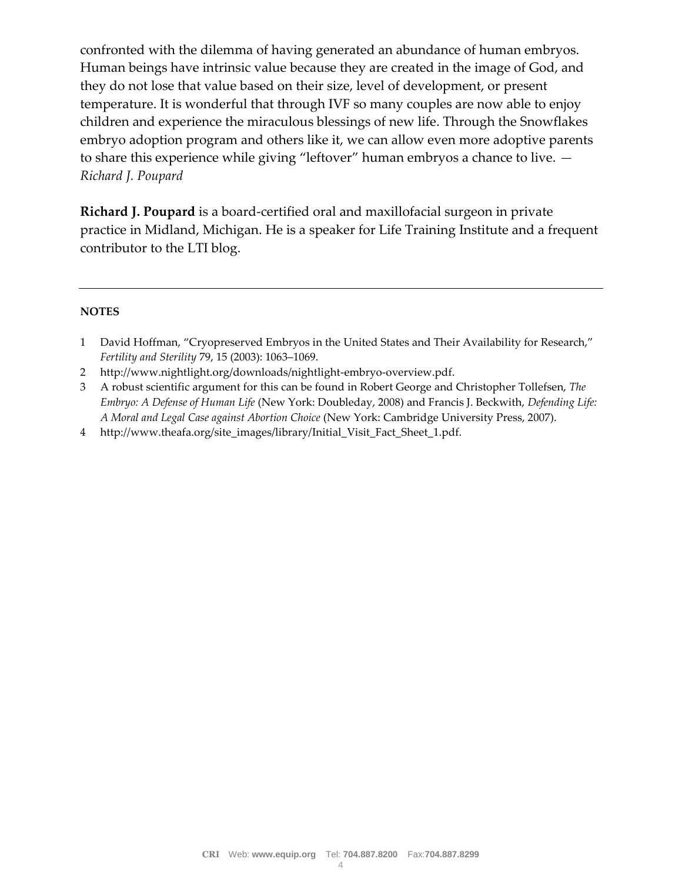confronted with the dilemma of having generated an abundance of human embryos. Human beings have intrinsic value because they are created in the image of God, and they do not lose that value based on their size, level of development, or present temperature. It is wonderful that through IVF so many couples are now able to enjoy children and experience the miraculous blessings of new life. Through the Snowflakes embryo adoption program and others like it, we can allow even more adoptive parents to share this experience while giving "leftover" human embryos a chance to live. — *Richard J. Poupard*

**Richard J. Poupard** is a board-certified oral and maxillofacial surgeon in private practice in Midland, Michigan. He is a speaker for Life Training Institute and a frequent contributor to the LTI blog.

---

**NOTES**

1 David Hoffman, "Cryopreserved Embryos in the United States and Their Availability for Research," *Fertility and Sterility* 79, 15 (2003): 1063–1069.

2 http://www.nightlight.org/downloads/nightlight-embryo-overview.pdf.

3 A robust scientific argument for this can be found in Robert George and Christopher Tollefsen, *The Embryo: A Defense of Human Life* (New York: Doubleday, 2008) and Francis J. Beckwith, *Defending Life: A Moral and Legal Case against Abortion Choice* (New York: Cambridge University Press, 2007).

4 http://www.theafa.org/site_images/library/Initial_Visit_Fact_Sheet_1.pdf.